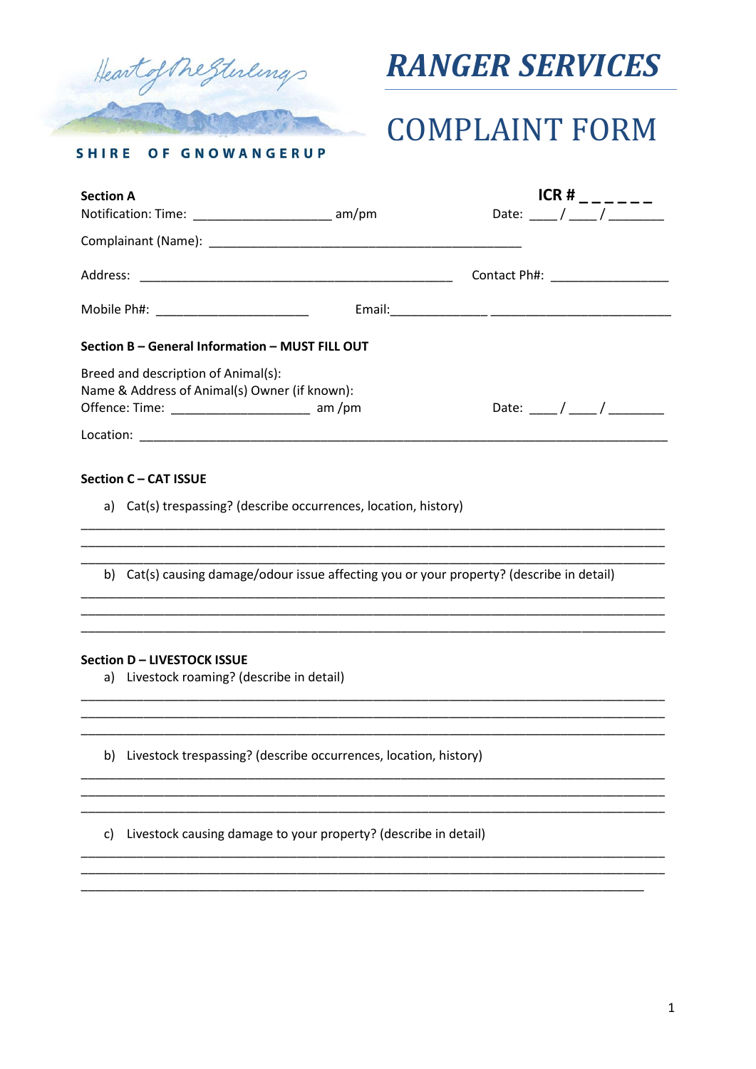Heart of the Stirlings

**SHIRE OF GNOWANGERUP**

# *RANGER SERVICES*

# COMPLAINT FORM

**Section A** **ICR # _ _ _ _ _ _**

Notification: Time: ____________________ am/pm Date: ____/____/________

Complainant (Name): _____________________________________________

Address: _____________________________________________ Contact Ph#: _________________

Mobile Ph#: ______________________ Email:______________ ___________________________

**Section B – General Information – MUST FILL OUT**

Breed and description of Animal(s):
Name & Address of Animal(s) Owner (if known):
Offence: Time: ____________________ am /pm Date: ____/____/________

Location: _____________________________________________________________________________

**Section C – CAT ISSUE**

a) Cat(s) trespassing? (describe occurrences, location, history)

_____________________________________________________________________________________
_____________________________________________________________________________________
_____________________________________________________________________________________

b) Cat(s) causing damage/odour issue affecting you or your property? (describe in detail)

_____________________________________________________________________________________
_____________________________________________________________________________________
_____________________________________________________________________________________

**Section D – LIVESTOCK ISSUE**

a) Livestock roaming? (describe in detail)

_____________________________________________________________________________________
_____________________________________________________________________________________
_____________________________________________________________________________________

b) Livestock trespassing? (describe occurrences, location, history)

_____________________________________________________________________________________
_____________________________________________________________________________________
_____________________________________________________________________________________

c) Livestock causing damage to your property? (describe in detail)

_____________________________________________________________________________________
_____________________________________________________________________________________
_____________________________________________________________________________________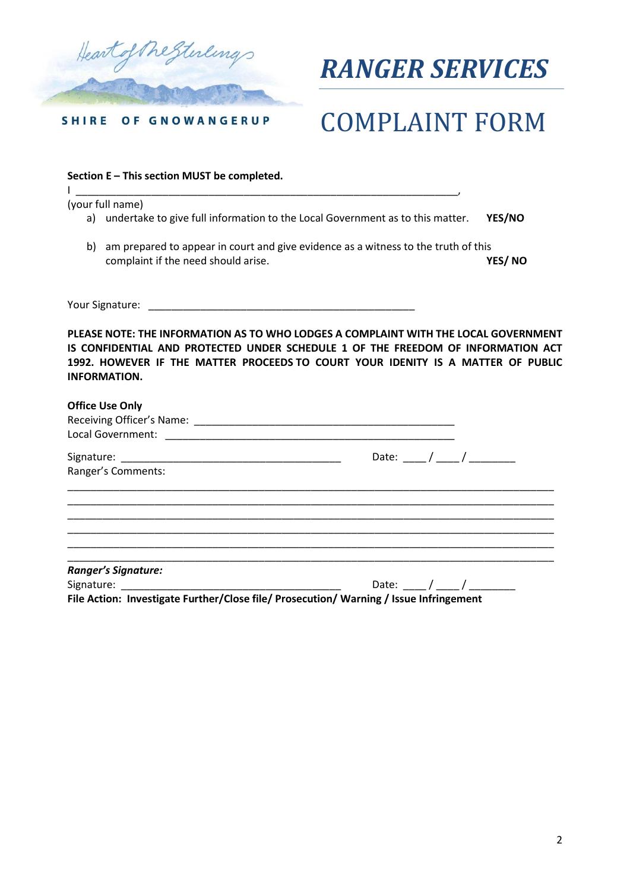SHIRE OF GNOWANGERUP

# *RANGER SERVICES*

# COMPLAINT FORM

**Section E – This section MUST be completed.**

I ____________________________________________________________________,

(your full name)

a) undertake to give full information to the Local Government as to this matter. **YES/NO**

b) am prepared to appear in court and give evidence as a witness to the truth of this complaint if the need should arise. **YES/ NO**

Your Signature: ______________________________________________

**PLEASE NOTE: THE INFORMATION AS TO WHO LODGES A COMPLAINT WITH THE LOCAL GOVERNMENT IS CONFIDENTIAL AND PROTECTED UNDER SCHEDULE 1 OF THE FREEDOM OF INFORMATION ACT 1992. HOWEVER IF THE MATTER PROCEEDS TO COURT YOUR IDENITY IS A MATTER OF PUBLIC INFORMATION.**

**Office Use Only**

Receiving Officer's Name: _____________________________________________

Local Government: _____________________________________________________

Signature: ______________________________________ Date: ____ / ____ / ________

Ranger's Comments:

_______________________________________________________________________________

_______________________________________________________________________________

_______________________________________________________________________________

_______________________________________________________________________________

_______________________________________________________________________________

_______________________________________________________________________________

***Ranger's Signature:***

Signature: ______________________________________ Date: ____ / ____ / ________

**File Action: Investigate Further/Close file/ Prosecution/ Warning / Issue Infringement**